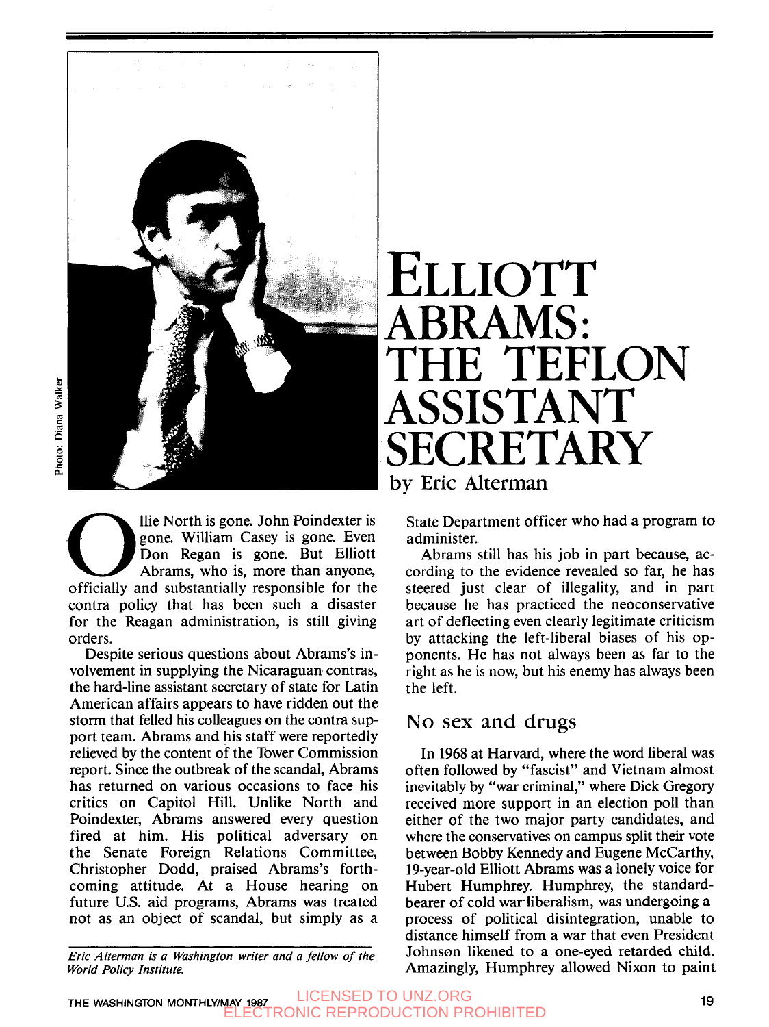# Elliott Abrams: The Teflon Assistant Secretary

by Eric Alterman

Ollie North is gone. John Poindexter is gone. William Casey is gone. Even Don Regan is gone. But Elliott Abrams, who is, more than anyone, officially and substantially responsible for the contra policy that has been such a disaster for the Reagan administration, is still giving orders.

Despite serious questions about Abrams's involvement in supplying the Nicaraguan contras, the hard-line assistant secretary of state for Latin American affairs appears to have ridden out the storm that felled his colleagues on the contra support team. Abrams and his staff were reportedly relieved by the content of the Tower Commission report. Since the outbreak of the scandal, Abrams has returned on various occasions to face his critics on Capitol Hill. Unlike North and Poindexter, Abrams answered every question fired at him. His political adversary on the Senate Foreign Relations Committee, Christopher Dodd, praised Abrams's forthcoming attitude. At a House hearing on future U.S. aid programs, Abrams was treated not as an object of scandal, but simply as a State Department officer who had a program to administer.

Abrams still has his job in part because, according to the evidence revealed so far, he has steered just clear of illegality, and in part because he has practiced the neoconservative art of deflecting even clearly legitimate criticism by attacking the left-liberal biases of his opponents. He has not always been as far to the right as he is now, but his enemy has always been the left.

*Eric Alterman is a Washington writer and a fellow of the World Policy Institute.*

## No sex and drugs

In 1968 at Harvard, where the word liberal was often followed by "fascist" and Vietnam almost inevitably by "war criminal," where Dick Gregory received more support in an election poll than either of the two major party candidates, and where the conservatives on campus split their vote between Bobby Kennedy and Eugene McCarthy, 19-year-old Elliott Abrams was a lonely voice for Hubert Humphrey. Humphrey, the standard-bearer of cold war liberalism, was undergoing a process of political disintegration, unable to distance himself from a war that even President Johnson likened to a one-eyed retarded child. Amazingly, Humphrey allowed Nixon to paint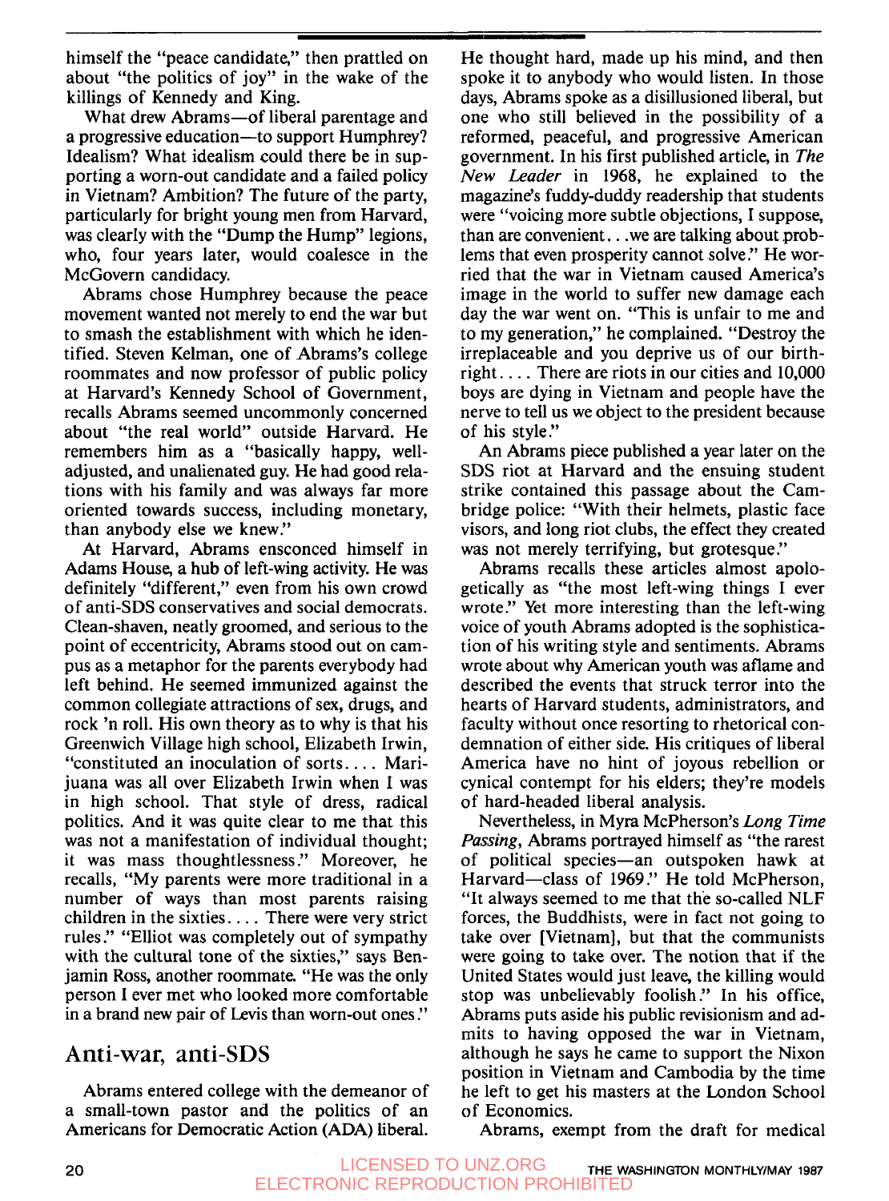himself the "peace candidate," then prattled on about "the politics of joy" in the wake of the killings of Kennedy and King.

What drew Abrams—of liberal parentage and a progressive education—to support Humphrey? Idealism? What idealism could there be in supporting a worn-out candidate and a failed policy in Vietnam? Ambition? The future of the party, particularly for bright young men from Harvard, was clearly with the "Dump the Hump" legions, who, four years later, would coalesce in the McGovern candidacy.

Abrams chose Humphrey because the peace movement wanted not merely to end the war but to smash the establishment with which he identified. Steven Kelman, one of Abrams's college roommates and now professor of public policy at Harvard's Kennedy School of Government, recalls Abrams seemed uncommonly concerned about "the real world" outside Harvard. He remembers him as a "basically happy, well-adjusted, and unalienated guy. He had good relations with his family and was always far more oriented towards success, including monetary, than anybody else we knew."

At Harvard, Abrams ensconced himself in Adams House, a hub of left-wing activity. He was definitely "different," even from his own crowd of anti-SDS conservatives and social democrats. Clean-shaven, neatly groomed, and serious to the point of eccentricity, Abrams stood out on campus as a metaphor for the parents everybody had left behind. He seemed immunized against the common collegiate attractions of sex, drugs, and rock 'n roll. His own theory as to why is that his Greenwich Village high school, Elizabeth Irwin, "constituted an inoculation of sorts.... Marijuana was all over Elizabeth Irwin when I was in high school. That style of dress, radical politics. And it was quite clear to me that this was not a manifestation of individual thought; it was mass thoughtlessness." Moreover, he recalls, "My parents were more traditional in a number of ways than most parents raising children in the sixties.... There were very strict rules." "Elliot was completely out of sympathy with the cultural tone of the sixties," says Benjamin Ross, another roommate. "He was the only person I ever met who looked more comfortable in a brand new pair of Levis than worn-out ones."

## Anti-war, anti-SDS

Abrams entered college with the demeanor of a small-town pastor and the politics of an Americans for Democratic Action (ADA) liberal. He thought hard, made up his mind, and then spoke it to anybody who would listen. In those days, Abrams spoke as a disillusioned liberal, but one who still believed in the possibility of a reformed, peaceful, and progressive American government. In his first published article, in *The New Leader* in 1968, he explained to the magazine's fuddy-duddy readership that students were "voicing more subtle objections, I suppose, than are convenient...we are talking about problems that even prosperity cannot solve." He worried that the war in Vietnam caused America's image in the world to suffer new damage each day the war went on. "This is unfair to me and to my generation," he complained. "Destroy the irreplaceable and you deprive us of our birthright.... There are riots in our cities and 10,000 boys are dying in Vietnam and people have the nerve to tell us we object to the president because of his style."

An Abrams piece published a year later on the SDS riot at Harvard and the ensuing student strike contained this passage about the Cambridge police: "With their helmets, plastic face visors, and long riot clubs, the effect they created was not merely terrifying, but grotesque."

Abrams recalls these articles almost apologetically as "the most left-wing things I ever wrote." Yet more interesting than the left-wing voice of youth Abrams adopted is the sophistication of his writing style and sentiments. Abrams wrote about why American youth was aflame and described the events that struck terror into the hearts of Harvard students, administrators, and faculty without once resorting to rhetorical condemnation of either side. His critiques of liberal America have no hint of joyous rebellion or cynical contempt for his elders; they're models of hard-headed liberal analysis.

Nevertheless, in Myra McPherson's *Long Time Passing*, Abrams portrayed himself as "the rarest of political species—an outspoken hawk at Harvard—class of 1969." He told McPherson, "It always seemed to me that the so-called NLF forces, the Buddhists, were in fact not going to take over [Vietnam], but that the communists were going to take over. The notion that if the United States would just leave, the killing would stop was unbelievably foolish." In his office, Abrams puts aside his public revisionism and admits to having opposed the war in Vietnam, although he says he came to support the Nixon position in Vietnam and Cambodia by the time he left to get his masters at the London School of Economics.

Abrams, exempt from the draft for medical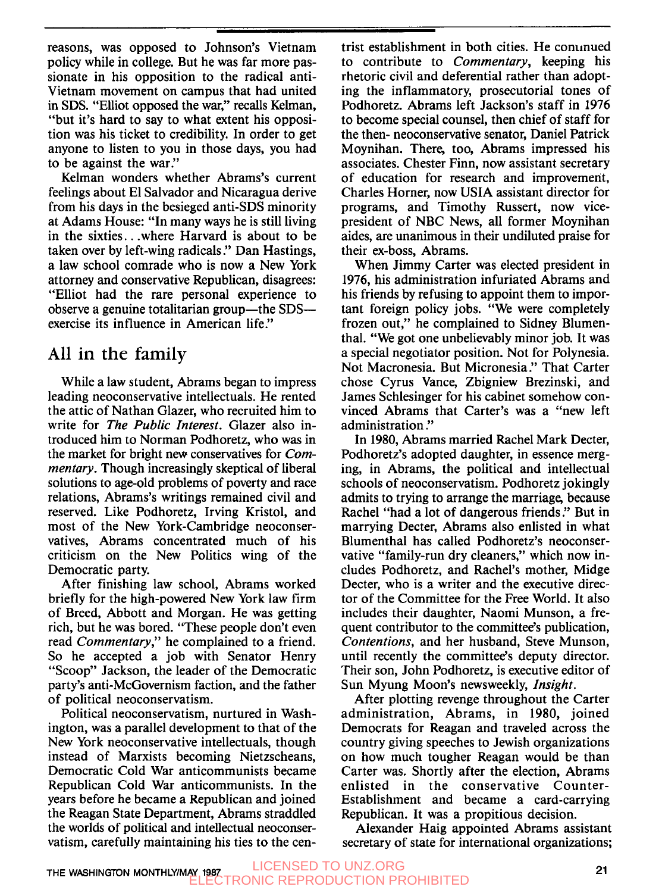reasons, was opposed to Johnson's Vietnam policy while in college. But he was far more passionate in his opposition to the radical anti-Vietnam movement on campus that had united in SDS. "Elliot opposed the war," recalls Kelman, "but it's hard to say to what extent his opposition was his ticket to credibility. In order to get anyone to listen to you in those days, you had to be against the war."

Kelman wonders whether Abrams's current feelings about El Salvador and Nicaragua derive from his days in the besieged anti-SDS minority at Adams House: "In many ways he is still living in the sixties...where Harvard is about to be taken over by left-wing radicals." Dan Hastings, a law school comrade who is now a New York attorney and conservative Republican, disagrees: "Elliot had the rare personal experience to observe a genuine totalitarian group—the SDS—exercise its influence in American life."

## All in the family

While a law student, Abrams began to impress leading neoconservative intellectuals. He rented the attic of Nathan Glazer, who recruited him to write for *The Public Interest*. Glazer also introduced him to Norman Podhoretz, who was in the market for bright new conservatives for *Commentary*. Though increasingly skeptical of liberal solutions to age-old problems of poverty and race relations, Abrams's writings remained civil and reserved. Like Podhoretz, Irving Kristol, and most of the New York-Cambridge neoconservatives, Abrams concentrated much of his criticism on the New Politics wing of the Democratic party.

After finishing law school, Abrams worked briefly for the high-powered New York law firm of Breed, Abbott and Morgan. He was getting rich, but he was bored. "These people don't even read *Commentary*," he complained to a friend. So he accepted a job with Senator Henry "Scoop" Jackson, the leader of the Democratic party's anti-McGovernism faction, and the father of political neoconservatism.

Political neoconservatism, nurtured in Washington, was a parallel development to that of the New York neoconservative intellectuals, though instead of Marxists becoming Nietzscheans, Democratic Cold War anticommunists became Republican Cold War anticommunists. In the years before he became a Republican and joined the Reagan State Department, Abrams straddled the worlds of political and intellectual neoconservatism, carefully maintaining his ties to the centrist establishment in both cities. He continued to contribute to *Commentary*, keeping his rhetoric civil and deferential rather than adopting the inflammatory, prosecutorial tones of Podhoretz. Abrams left Jackson's staff in 1976 to become special counsel, then chief of staff for the then- neoconservative senator, Daniel Patrick Moynihan. There, too, Abrams impressed his associates. Chester Finn, now assistant secretary of education for research and improvement, Charles Horner, now USIA assistant director for programs, and Timothy Russert, now vice-president of NBC News, all former Moynihan aides, are unanimous in their undiluted praise for their ex-boss, Abrams.

When Jimmy Carter was elected president in 1976, his administration infuriated Abrams and his friends by refusing to appoint them to important foreign policy jobs. "We were completely frozen out," he complained to Sidney Blumenthal. "We got one unbelievably minor job. It was a special negotiator position. Not for Polynesia. Not Macronesia. But Micronesia." That Carter chose Cyrus Vance, Zbigniew Brezinski, and James Schlesinger for his cabinet somehow convinced Abrams that Carter's was a "new left administration."

In 1980, Abrams married Rachel Mark Decter, Podhoretz's adopted daughter, in essence merging, in Abrams, the political and intellectual schools of neoconservatism. Podhoretz jokingly admits to trying to arrange the marriage, because Rachel "had a lot of dangerous friends." But in marrying Decter, Abrams also enlisted in what Blumenthal has called Podhoretz's neoconservative "family-run dry cleaners," which now includes Podhoretz, and Rachel's mother, Midge Decter, who is a writer and the executive director of the Committee for the Free World. It also includes their daughter, Naomi Munson, a frequent contributor to the committee's publication, *Contentions*, and her husband, Steve Munson, until recently the committee's deputy director. Their son, John Podhoretz, is executive editor of Sun Myung Moon's newsweekly, *Insight*.

After plotting revenge throughout the Carter administration, Abrams, in 1980, joined Democrats for Reagan and traveled across the country giving speeches to Jewish organizations on how much tougher Reagan would be than Carter was. Shortly after the election, Abrams enlisted in the conservative Counter-Establishment and became a card-carrying Republican. It was a propitious decision.

Alexander Haig appointed Abrams assistant secretary of state for international organizations;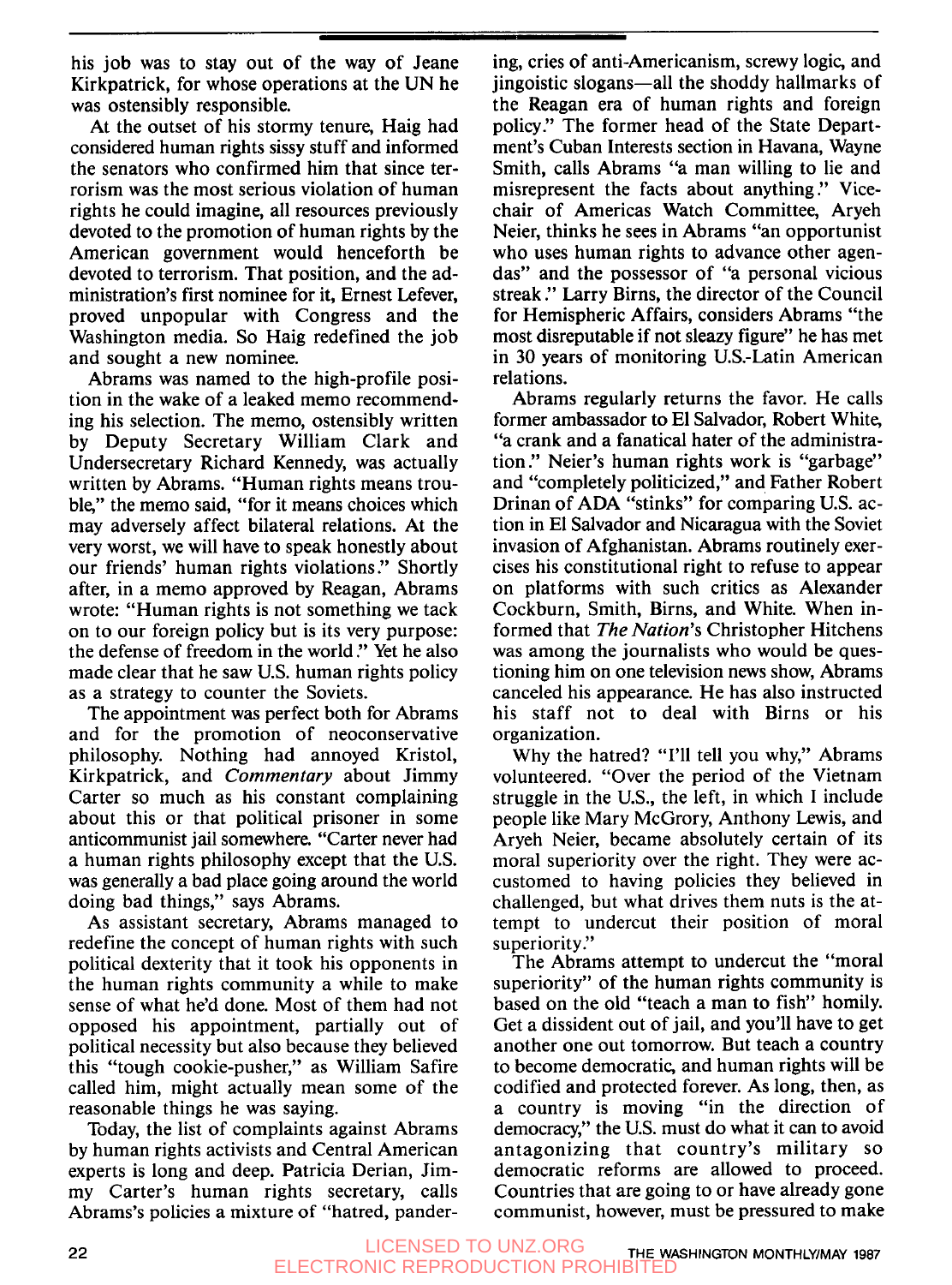his job was to stay out of the way of Jeane Kirkpatrick, for whose operations at the UN he was ostensibly responsible.

At the outset of his stormy tenure, Haig had considered human rights sissy stuff and informed the senators who confirmed him that since terrorism was the most serious violation of human rights he could imagine, all resources previously devoted to the promotion of human rights by the American government would henceforth be devoted to terrorism. That position, and the administration's first nominee for it, Ernest Lefever, proved unpopular with Congress and the Washington media. So Haig redefined the job and sought a new nominee.

Abrams was named to the high-profile position in the wake of a leaked memo recommending his selection. The memo, ostensibly written by Deputy Secretary William Clark and Undersecretary Richard Kennedy, was actually written by Abrams. "Human rights means trouble," the memo said, "for it means choices which may adversely affect bilateral relations. At the very worst, we will have to speak honestly about our friends' human rights violations." Shortly after, in a memo approved by Reagan, Abrams wrote: "Human rights is not something we tack on to our foreign policy but is its very purpose: the defense of freedom in the world." Yet he also made clear that he saw U.S. human rights policy as a strategy to counter the Soviets.

The appointment was perfect both for Abrams and for the promotion of neoconservative philosophy. Nothing had annoyed Kristol, Kirkpatrick, and *Commentary* about Jimmy Carter so much as his constant complaining about this or that political prisoner in some anticommunist jail somewhere. "Carter never had a human rights philosophy except that the U.S. was generally a bad place going around the world doing bad things," says Abrams.

As assistant secretary, Abrams managed to redefine the concept of human rights with such political dexterity that it took his opponents in the human rights community a while to make sense of what he'd done. Most of them had not opposed his appointment, partially out of political necessity but also because they believed this "tough cookie-pusher," as William Safire called him, might actually mean some of the reasonable things he was saying.

Today, the list of complaints against Abrams by human rights activists and Central American experts is long and deep. Patricia Derian, Jimmy Carter's human rights secretary, calls Abrams's policies a mixture of "hatred, pandering, cries of anti-Americanism, screwy logic, and jingoistic slogans—all the shoddy hallmarks of the Reagan era of human rights and foreign policy." The former head of the State Department's Cuban Interests section in Havana, Wayne Smith, calls Abrams "a man willing to lie and misrepresent the facts about anything." Vice-chair of Americas Watch Committee, Aryeh Neier, thinks he sees in Abrams "an opportunist who uses human rights to advance other agendas" and the possessor of "a personal vicious streak." Larry Birns, the director of the Council for Hemispheric Affairs, considers Abrams "the most disreputable if not sleazy figure" he has met in 30 years of monitoring U.S.-Latin American relations.

Abrams regularly returns the favor. He calls former ambassador to El Salvador, Robert White, "a crank and a fanatical hater of the administration." Neier's human rights work is "garbage" and "completely politicized," and Father Robert Drinan of ADA "stinks" for comparing U.S. action in El Salvador and Nicaragua with the Soviet invasion of Afghanistan. Abrams routinely exercises his constitutional right to refuse to appear on platforms with such critics as Alexander Cockburn, Smith, Birns, and White. When informed that *The Nation*'s Christopher Hitchens was among the journalists who would be questioning him on one television news show, Abrams canceled his appearance. He has also instructed his staff not to deal with Birns or his organization.

Why the hatred? "I'll tell you why," Abrams volunteered. "Over the period of the Vietnam struggle in the U.S., the left, in which I include people like Mary McGrory, Anthony Lewis, and Aryeh Neier, became absolutely certain of its moral superiority over the right. They were accustomed to having policies they believed in challenged, but what drives them nuts is the attempt to undercut their position of moral superiority."

The Abrams attempt to undercut the "moral superiority" of the human rights community is based on the old "teach a man to fish" homily. Get a dissident out of jail, and you'll have to get another one out tomorrow. But teach a country to become democratic, and human rights will be codified and protected forever. As long, then, as a country is moving "in the direction of democracy," the U.S. must do what it can to avoid antagonizing that country's military so democratic reforms are allowed to proceed. Countries that are going to or have already gone communist, however, must be pressured to make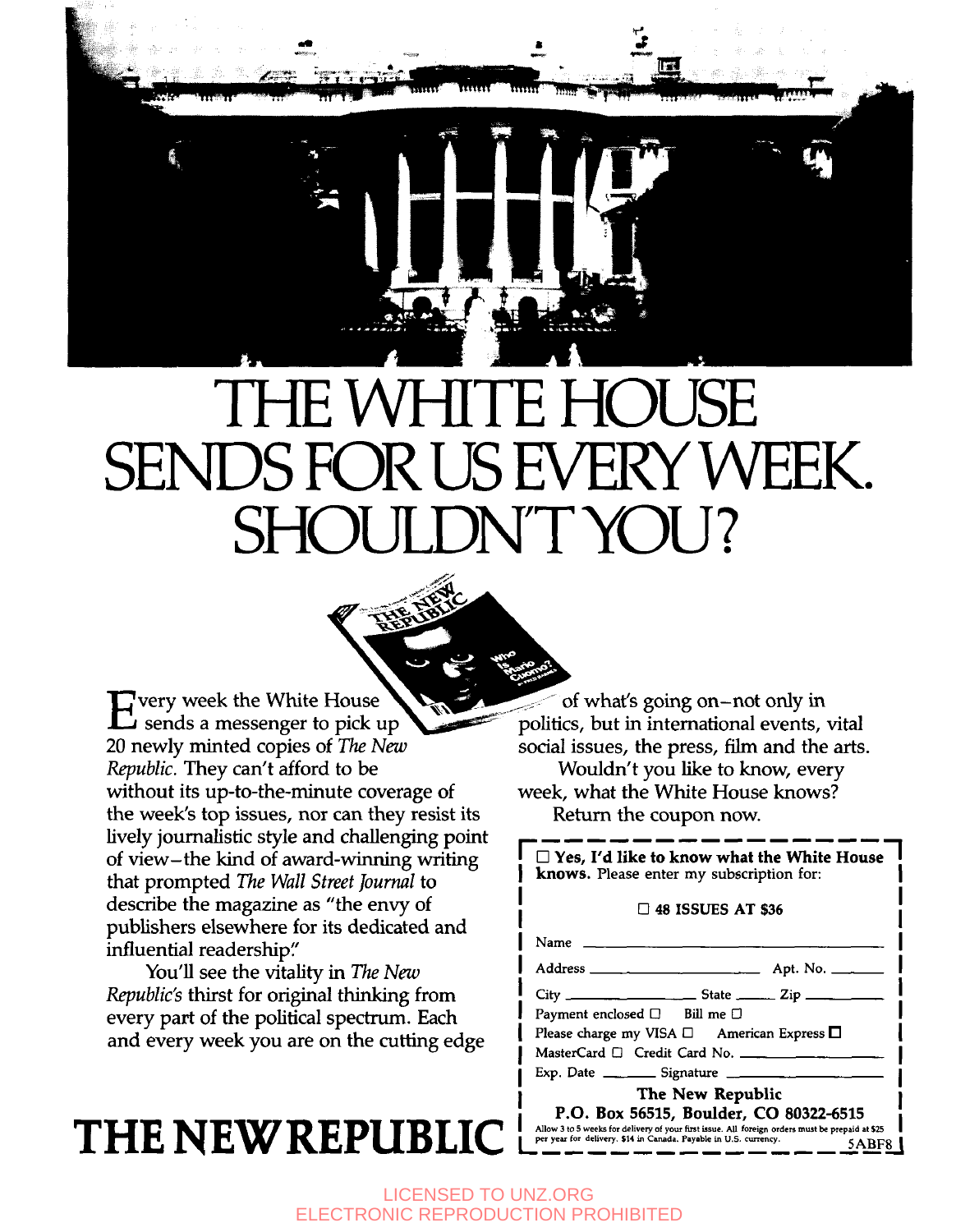# THE WHITE HOUSE SENDS FOR US EVERY WEEK. SHOULDN'T YOU?

Every week the White House sends a messenger to pick up 20 newly minted copies of *The New Republic.* They can't afford to be without its up-to-the-minute coverage of the week's top issues, nor can they resist its lively journalistic style and challenging point of view—the kind of award-winning writing that prompted *The Wall Street Journal* to describe the magazine as "the envy of publishers elsewhere for its dedicated and influential readership."

You'll see the vitality in *The New Republic's* thirst for original thinking from every part of the political spectrum. Each and every week you are on the cutting edge of what's going on—not only in politics, but in international events, vital social issues, the press, film and the arts.

Wouldn't you like to know, every week, what the White House knows?

Return the coupon now.

☐ **Yes, I'd like to know what the White House knows.** Please enter my subscription for:

☐ **48 ISSUES AT $36**

Name ______________________

Address ______________________ Apt. No. ______

City ______________ State ______ Zip __________

Payment enclosed ☐ Bill me ☐

Please charge my VISA ☐ American Express ☐

MasterCard ☐ Credit Card No. ______________

Exp. Date ______ Signature ______________

**The New Republic**
**P.O. Box 56515, Boulder, CO 80322-6515**

Allow 3 to 5 weeks for delivery of your first issue. All foreign orders must be prepaid at $25 per year for delivery. $14 in Canada. Payable in U.S. currency.

5ABF8

# THE NEW REPUBLIC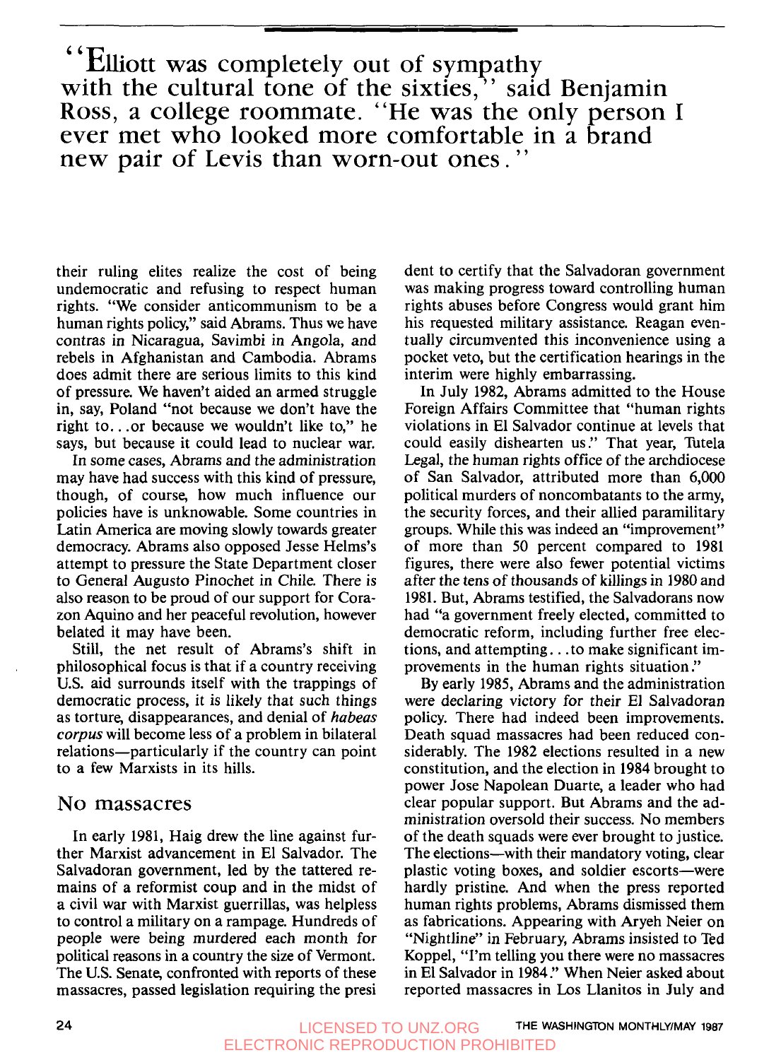> "Elliott was completely out of sympathy with the cultural tone of the sixties," said Benjamin Ross, a college roommate. "He was the only person I ever met who looked more comfortable in a brand new pair of Levis than worn-out ones."

their ruling elites realize the cost of being undemocratic and refusing to respect human rights. "We consider anticommunism to be a human rights policy," said Abrams. Thus we have contras in Nicaragua, Savimbi in Angola, and rebels in Afghanistan and Cambodia. Abrams does admit there are serious limits to this kind of pressure. We haven't aided an armed struggle in, say, Poland "not because we don't have the right to...or because we wouldn't like to," he says, but because it could lead to nuclear war.

In some cases, Abrams and the administration may have had success with this kind of pressure, though, of course, how much influence our policies have is unknowable. Some countries in Latin America are moving slowly towards greater democracy. Abrams also opposed Jesse Helms's attempt to pressure the State Department closer to General Augusto Pinochet in Chile. There is also reason to be proud of our support for Corazon Aquino and her peaceful revolution, however belated it may have been.

Still, the net result of Abrams's shift in philosophical focus is that if a country receiving U.S. aid surrounds itself with the trappings of democratic process, it is likely that such things as torture, disappearances, and denial of *habeas corpus* will become less of a problem in bilateral relations—particularly if the country can point to a few Marxists in its hills.

## No massacres

In early 1981, Haig drew the line against further Marxist advancement in El Salvador. The Salvadoran government, led by the tattered remains of a reformist coup and in the midst of a civil war with Marxist guerrillas, was helpless to control a military on a rampage. Hundreds of people were being murdered each month for political reasons in a country the size of Vermont. The U.S. Senate, confronted with reports of these massacres, passed legislation requiring the president to certify that the Salvadoran government was making progress toward controlling human rights abuses before Congress would grant him his requested military assistance. Reagan eventually circumvented this inconvenience using a pocket veto, but the certification hearings in the interim were highly embarrassing.

In July 1982, Abrams admitted to the House Foreign Affairs Committee that "human rights violations in El Salvador continue at levels that could easily dishearten us." That year, Tutela Legal, the human rights office of the archdiocese of San Salvador, attributed more than 6,000 political murders of noncombatants to the army, the security forces, and their allied paramilitary groups. While this was indeed an "improvement" of more than 50 percent compared to 1981 figures, there were also fewer potential victims after the tens of thousands of killings in 1980 and 1981. But, Abrams testified, the Salvadorans now had "a government freely elected, committed to democratic reform, including further free elections, and attempting...to make significant improvements in the human rights situation."

By early 1985, Abrams and the administration were declaring victory for their El Salvadoran policy. There had indeed been improvements. Death squad massacres had been reduced considerably. The 1982 elections resulted in a new constitution, and the election in 1984 brought to power Jose Napolean Duarte, a leader who had clear popular support. But Abrams and the administration oversold their success. No members of the death squads were ever brought to justice. The elections—with their mandatory voting, clear plastic voting boxes, and soldier escorts—were hardly pristine. And when the press reported human rights problems, Abrams dismissed them as fabrications. Appearing with Aryeh Neier on "Nightline" in February, Abrams insisted to Ted Koppel, "I'm telling you there were no massacres in El Salvador in 1984." When Neier asked about reported massacres in Los Llanitos in July and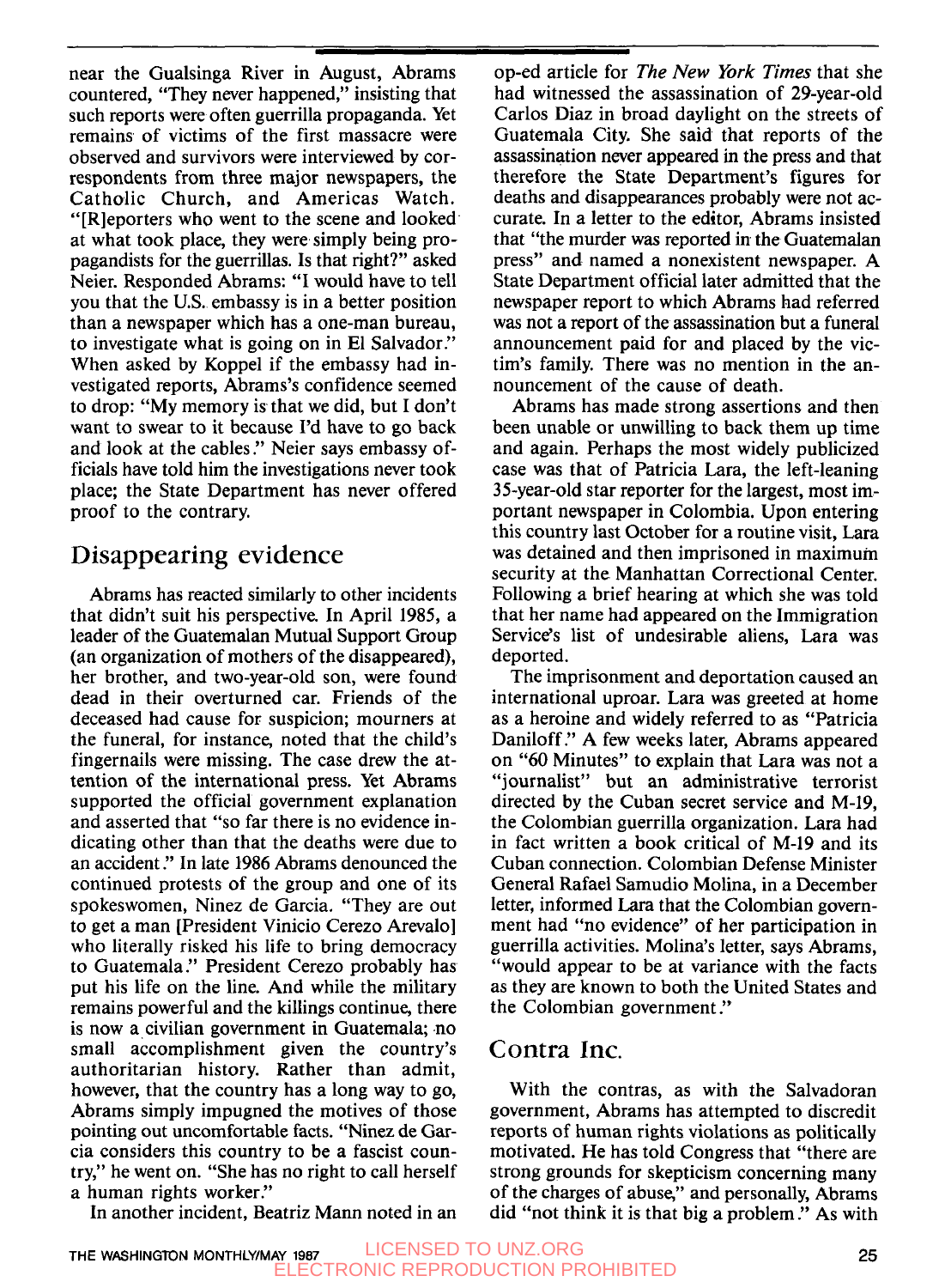near the Gualsinga River in August, Abrams countered, "They never happened," insisting that such reports were often guerrilla propaganda. Yet remains of victims of the first massacre were observed and survivors were interviewed by correspondents from three major newspapers, the Catholic Church, and Americas Watch. "[R]eporters who went to the scene and looked at what took place, they were simply being propagandists for the guerrillas. Is that right?" asked Neier. Responded Abrams: "I would have to tell you that the U.S. embassy is in a better position than a newspaper which has a one-man bureau, to investigate what is going on in El Salvador." When asked by Koppel if the embassy had investigated reports, Abrams's confidence seemed to drop: "My memory is that we did, but I don't want to swear to it because I'd have to go back and look at the cables." Neier says embassy officials have told him the investigations never took place; the State Department has never offered proof to the contrary.

## Disappearing evidence

Abrams has reacted similarly to other incidents that didn't suit his perspective. In April 1985, a leader of the Guatemalan Mutual Support Group (an organization of mothers of the disappeared), her brother, and two-year-old son, were found dead in their overturned car. Friends of the deceased had cause for suspicion; mourners at the funeral, for instance, noted that the child's fingernails were missing. The case drew the attention of the international press. Yet Abrams supported the official government explanation and asserted that "so far there is no evidence indicating other than that the deaths were due to an accident." In late 1986 Abrams denounced the continued protests of the group and one of its spokeswomen, Ninez de Garcia. "They are out to get a man [President Vinicio Cerezo Arevalo] who literally risked his life to bring democracy to Guatemala." President Cerezo probably has put his life on the line. And while the military remains powerful and the killings continue, there is now a civilian government in Guatemala; no small accomplishment given the country's authoritarian history. Rather than admit, however, that the country has a long way to go, Abrams simply impugned the motives of those pointing out uncomfortable facts. "Ninez de Garcia considers this country to be a fascist country," he went on. "She has no right to call herself a human rights worker."

In another incident, Beatriz Mann noted in an op-ed article for *The New York Times* that she had witnessed the assassination of 29-year-old Carlos Diaz in broad daylight on the streets of Guatemala City. She said that reports of the assassination never appeared in the press and that therefore the State Department's figures for deaths and disappearances probably were not accurate. In a letter to the editor, Abrams insisted that "the murder was reported in the Guatemalan press" and named a nonexistent newspaper. A State Department official later admitted that the newspaper report to which Abrams had referred was not a report of the assassination but a funeral announcement paid for and placed by the victim's family. There was no mention in the announcement of the cause of death.

Abrams has made strong assertions and then been unable or unwilling to back them up time and again. Perhaps the most widely publicized case was that of Patricia Lara, the left-leaning 35-year-old star reporter for the largest, most important newspaper in Colombia. Upon entering this country last October for a routine visit, Lara was detained and then imprisoned in maximum security at the Manhattan Correctional Center. Following a brief hearing at which she was told that her name had appeared on the Immigration Service's list of undesirable aliens, Lara was deported.

The imprisonment and deportation caused an international uproar. Lara was greeted at home as a heroine and widely referred to as "Patricia Daniloff." A few weeks later, Abrams appeared on "60 Minutes" to explain that Lara was not a "journalist" but an administrative terrorist directed by the Cuban secret service and M-19, the Colombian guerrilla organization. Lara had in fact written a book critical of M-19 and its Cuban connection. Colombian Defense Minister General Rafael Samudio Molina, in a December letter, informed Lara that the Colombian government had "no evidence" of her participation in guerrilla activities. Molina's letter, says Abrams, "would appear to be at variance with the facts as they are known to both the United States and the Colombian government."

## Contra Inc.

With the contras, as with the Salvadoran government, Abrams has attempted to discredit reports of human rights violations as politically motivated. He has told Congress that "there are strong grounds for skepticism concerning many of the charges of abuse," and personally, Abrams did "not think it is that big a problem." As with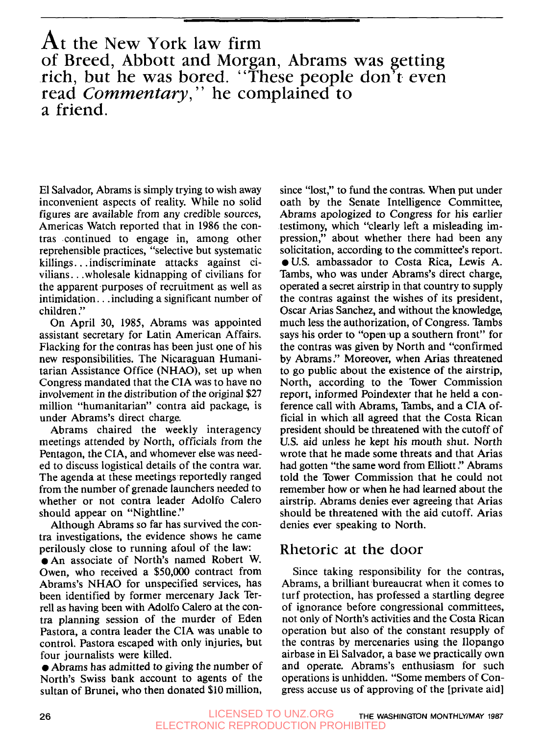> At the New York law firm of Breed, Abbott and Morgan, Abrams was getting rich, but he was bored. "These people don't even read *Commentary*," he complained to a friend.

El Salvador, Abrams is simply trying to wish away inconvenient aspects of reality. While no solid figures are available from any credible sources, Americas Watch reported that in 1986 the contras continued to engage in, among other reprehensible practices, "selective but systematic killings...indiscriminate attacks against civilians...wholesale kidnapping of civilians for the apparent purposes of recruitment as well as intimidation...including a significant number of children."

On April 30, 1985, Abrams was appointed assistant secretary for Latin American Affairs. Flacking for the contras has been just one of his new responsibilities. The Nicaraguan Humanitarian Assistance Office (NHAO), set up when Congress mandated that the CIA was to have no involvement in the distribution of the original $27 million "humanitarian" contra aid package, is under Abrams's direct charge.

Abrams chaired the weekly interagency meetings attended by North, officials from the Pentagon, the CIA, and whomever else was needed to discuss logistical details of the contra war. The agenda at these meetings reportedly ranged from the number of grenade launchers needed to whether or not contra leader Adolfo Calero should appear on "Nightline."

Although Abrams so far has survived the contra investigations, the evidence shows he came perilously close to running afoul of the law:

- An associate of North's named Robert W. Owen, who received a $50,000 contract from Abrams's NHAO for unspecified services, has been identified by former mercenary Jack Terrell as having been with Adolfo Calero at the contra planning session of the murder of Eden Pastora, a contra leader the CIA was unable to control. Pastora escaped with only injuries, but four journalists were killed.
- Abrams has admitted to giving the number of North's Swiss bank account to agents of the sultan of Brunei, who then donated $10 million, since "lost," to fund the contras. When put under oath by the Senate Intelligence Committee, Abrams apologized to Congress for his earlier testimony, which "clearly left a misleading impression," about whether there had been any solicitation, according to the committee's report.
- U.S. ambassador to Costa Rica, Lewis A. Tambs, who was under Abrams's direct charge, operated a secret airstrip in that country to supply the contras against the wishes of its president, Oscar Arias Sanchez, and without the knowledge, much less the authorization, of Congress. Tambs says his order to "open up a southern front" for the contras was given by North and "confirmed by Abrams." Moreover, when Arias threatened to go public about the existence of the airstrip, North, according to the Tower Commission report, informed Poindexter that he held a conference call with Abrams, Tambs, and a CIA official in which all agreed that the Costa Rican president should be threatened with the cutoff of U.S. aid unless he kept his mouth shut. North wrote that he made some threats and that Arias had gotten "the same word from Elliott." Abrams told the Tower Commission that he could not remember how or when he had learned about the airstrip. Abrams denies ever agreeing that Arias should be threatened with the aid cutoff. Arias denies ever speaking to North.

## Rhetoric at the door

Since taking responsibility for the contras, Abrams, a brilliant bureaucrat when it comes to turf protection, has professed a startling degree of ignorance before congressional committees, not only of North's activities and the Costa Rican operation but also of the constant resupply of the contras by mercenaries using the Ilopango airbase in El Salvador, a base we practically own and operate. Abrams's enthusiasm for such operations is unhidden. "Some members of Congress accuse us of approving of the [private aid]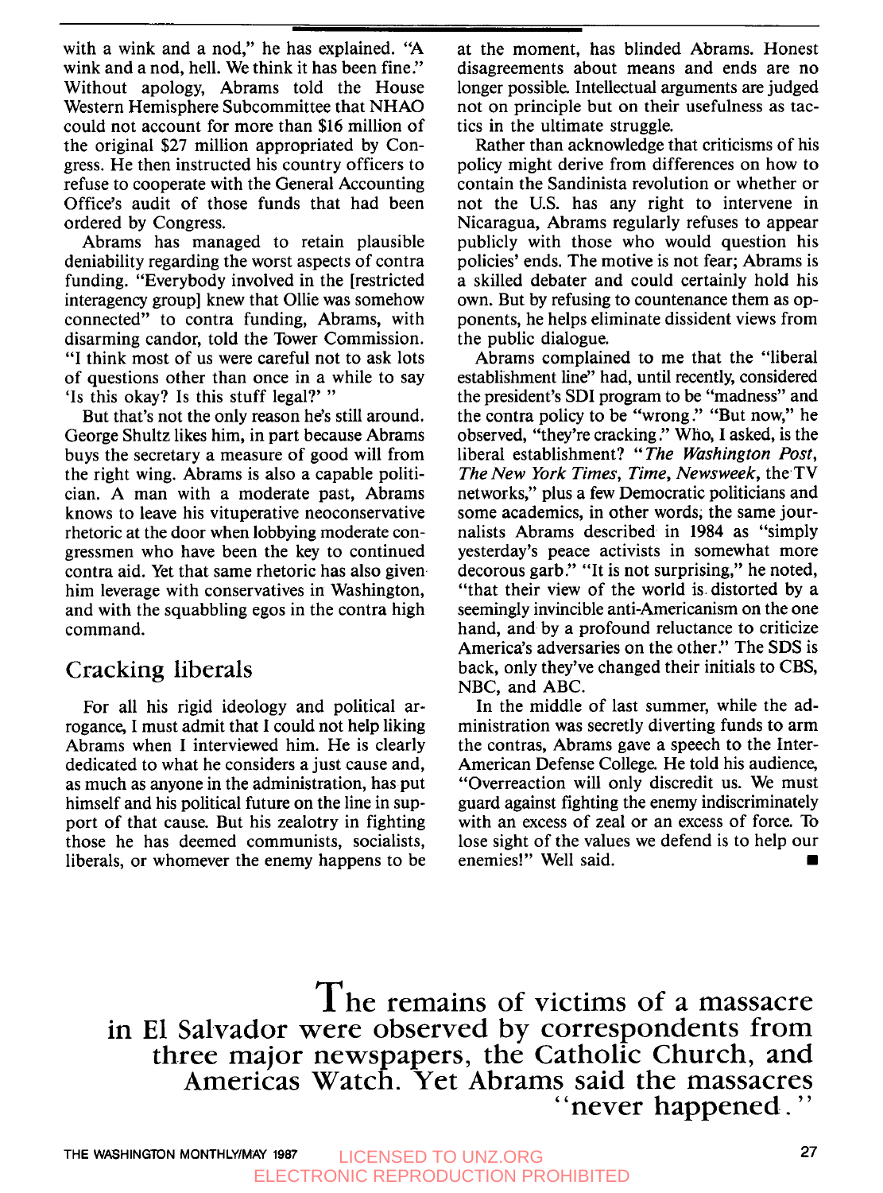with a wink and a nod," he has explained. "A wink and a nod, hell. We think it has been fine." Without apology, Abrams told the House Western Hemisphere Subcommittee that NHAO could not account for more than $16 million of the original $27 million appropriated by Congress. He then instructed his country officers to refuse to cooperate with the General Accounting Office's audit of those funds that had been ordered by Congress.

Abrams has managed to retain plausible deniability regarding the worst aspects of contra funding. "Everybody involved in the [restricted interagency group] knew that Ollie was somehow connected" to contra funding, Abrams, with disarming candor, told the Tower Commission. "I think most of us were careful not to ask lots of questions other than once in a while to say 'Is this okay? Is this stuff legal?' "

But that's not the only reason he's still around. George Shultz likes him, in part because Abrams buys the secretary a measure of good will from the right wing. Abrams is also a capable politician. A man with a moderate past, Abrams knows to leave his vituperative neoconservative rhetoric at the door when lobbying moderate congressmen who have been the key to continued contra aid. Yet that same rhetoric has also given him leverage with conservatives in Washington, and with the squabbling egos in the contra high command.

## Cracking liberals

For all his rigid ideology and political arrogance, I must admit that I could not help liking Abrams when I interviewed him. He is clearly dedicated to what he considers a just cause and, as much as anyone in the administration, has put himself and his political future on the line in support of that cause. But his zealotry in fighting those he has deemed communists, socialists, liberals, or whomever the enemy happens to be at the moment, has blinded Abrams. Honest disagreements about means and ends are no longer possible. Intellectual arguments are judged not on principle but on their usefulness as tactics in the ultimate struggle.

Rather than acknowledge that criticisms of his policy might derive from differences on how to contain the Sandinista revolution or whether or not the U.S. has any right to intervene in Nicaragua, Abrams regularly refuses to appear publicly with those who would question his policies' ends. The motive is not fear; Abrams is a skilled debater and could certainly hold his own. But by refusing to countenance them as opponents, he helps eliminate dissident views from the public dialogue.

Abrams complained to me that the "liberal establishment line" had, until recently, considered the president's SDI program to be "madness" and the contra policy to be "wrong." "But now," he observed, "they're cracking." Who, I asked, is the liberal establishment? "*The Washington Post*, *The New York Times*, *Time*, *Newsweek*, the TV networks," plus a few Democratic politicians and some academics, in other words, the same journalists Abrams described in 1984 as "simply yesterday's peace activists in somewhat more decorous garb." "It is not surprising," he noted, "that their view of the world is distorted by a seemingly invincible anti-Americanism on the one hand, and by a profound reluctance to criticize America's adversaries on the other." The SDS is back, only they've changed their initials to CBS, NBC, and ABC.

In the middle of last summer, while the administration was secretly diverting funds to arm the contras, Abrams gave a speech to the Inter-American Defense College. He told his audience, "Overreaction will only discredit us. We must guard against fighting the enemy indiscriminately with an excess of zeal or an excess of force. To lose sight of the values we defend is to help our enemies!" Well said. ■

The remains of victims of a massacre in El Salvador were observed by correspondents from three major newspapers, the Catholic Church, and Americas Watch. Yet Abrams said the massacres "never happened."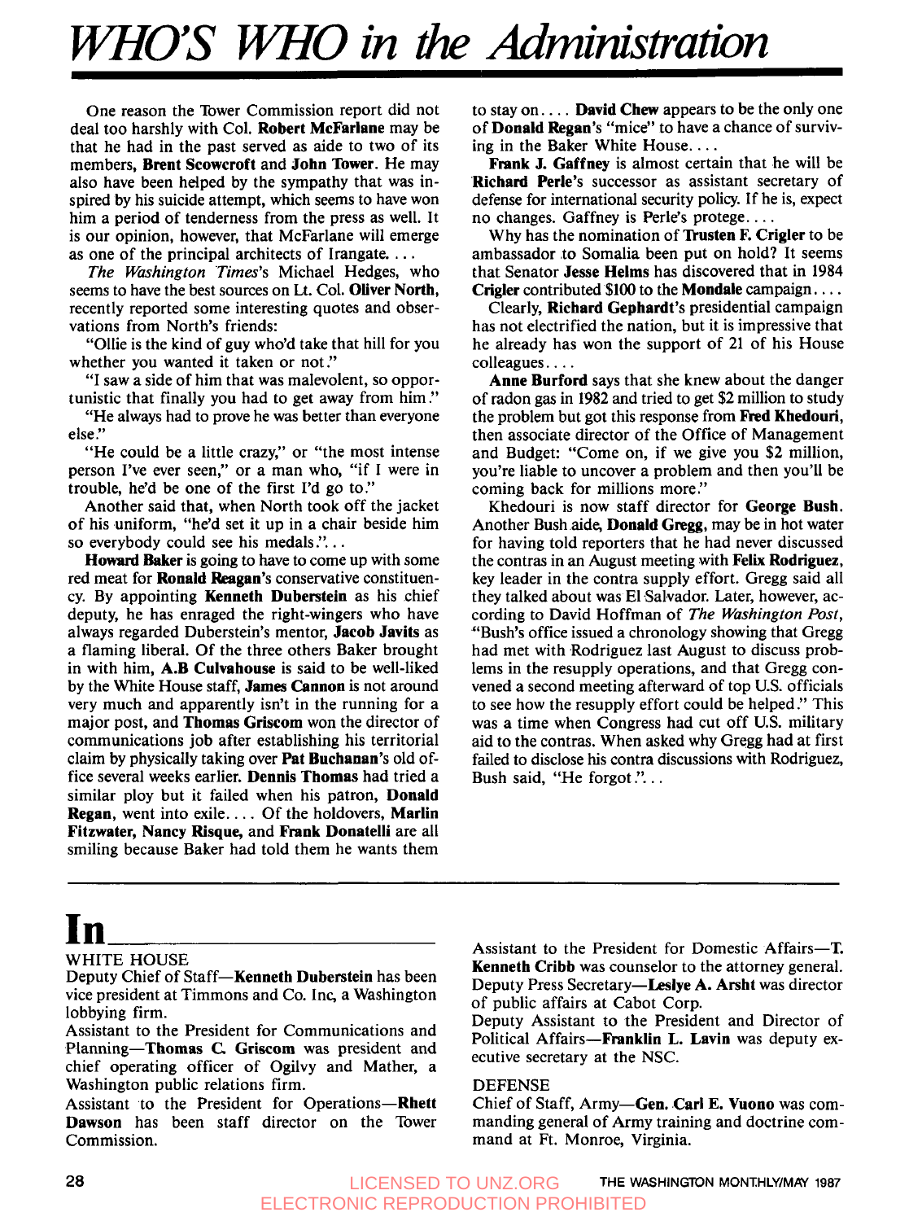# *WHO'S WHO in the Administration*

One reason the Tower Commission report did not deal too harshly with Col. **Robert McFarlane** may be that he had in the past served as aide to two of its members, **Brent Scowcroft** and **John Tower**. He may also have been helped by the sympathy that was inspired by his suicide attempt, which seems to have won him a period of tenderness from the press as well. It is our opinion, however, that McFarlane will emerge as one of the principal architects of Irangate. . . .

*The Washington Times*'s Michael Hedges, who seems to have the best sources on Lt. Col. **Oliver North**, recently reported some interesting quotes and observations from North's friends:

"Ollie is the kind of guy who'd take that hill for you whether you wanted it taken or not."

"I saw a side of him that was malevolent, so opportunistic that finally you had to get away from him."

"He always had to prove he was better than everyone else."

"He could be a little crazy," or "the most intense person I've ever seen," or a man who, "if I were in trouble, he'd be one of the first I'd go to."

Another said that, when North took off the jacket of his uniform, "he'd set it up in a chair beside him so everybody could see his medals.". . .

**Howard Baker** is going to have to come up with some red meat for **Ronald Reagan**'s conservative constituency. By appointing **Kenneth Duberstein** as his chief deputy, he has enraged the right-wingers who have always regarded Duberstein's mentor, **Jacob Javits** as a flaming liberal. Of the three others Baker brought in with him, **A.B Culvahouse** is said to be well-liked by the White House staff, **James Cannon** is not around very much and apparently isn't in the running for a major post, and **Thomas Griscom** won the director of communications job after establishing his territorial claim by physically taking over **Pat Buchanan**'s old office several weeks earlier. **Dennis Thomas** had tried a similar ploy but it failed when his patron, **Donald Regan**, went into exile. . . . Of the holdovers, **Marlin Fitzwater, Nancy Risque,** and **Frank Donatelli** are all smiling because Baker had told them he wants them to stay on. . . . **David Chew** appears to be the only one of **Donald Regan**'s "mice" to have a chance of surviving in the Baker White House. . . .

**Frank J. Gaffney** is almost certain that he will be **Richard Perle**'s successor as assistant secretary of defense for international security policy. If he is, expect no changes. Gaffney is Perle's protege. . . .

Why has the nomination of **Trusten F. Crigler** to be ambassador to Somalia been put on hold? It seems that Senator **Jesse Helms** has discovered that in 1984 **Crigler** contributed $100 to the **Mondale** campaign. . . .

Clearly, **Richard Gephardt**'s presidential campaign has not electrified the nation, but it is impressive that he already has won the support of 21 of his House colleagues. . . .

**Anne Burford** says that she knew about the danger of radon gas in 1982 and tried to get $2 million to study the problem but got this response from **Fred Khedouri**, then associate director of the Office of Management and Budget: "Come on, if we give you $2 million, you're liable to uncover a problem and then you'll be coming back for millions more."

Khedouri is now staff director for **George Bush**. Another Bush aide, **Donald Gregg**, may be in hot water for having told reporters that he had never discussed the contras in an August meeting with **Felix Rodriguez**, key leader in the contra supply effort. Gregg said all they talked about was El Salvador. Later, however, according to David Hoffman of *The Washington Post*, "Bush's office issued a chronology showing that Gregg had met with Rodriguez last August to discuss problems in the resupply operations, and that Gregg convened a second meeting afterward of top U.S. officials to see how the resupply effort could be helped." This was a time when Congress had cut off U.S. military aid to the contras. When asked why Gregg had at first failed to disclose his contra discussions with Rodriguez, Bush said, "He forgot.". . .

# In

WHITE HOUSE

Deputy Chief of Staff—**Kenneth Duberstein** has been vice president at Timmons and Co. Inc, a Washington lobbying firm.

Assistant to the President for Communications and Planning—**Thomas C. Griscom** was president and chief operating officer of Ogilvy and Mather, a Washington public relations firm.

Assistant to the President for Operations—**Rhett Dawson** has been staff director on the Tower Commission.

Assistant to the President for Domestic Affairs—**T. Kenneth Cribb** was counselor to the attorney general.

Deputy Press Secretary—**Leslye A. Arsht** was director of public affairs at Cabot Corp.

Deputy Assistant to the President and Director of Political Affairs—**Franklin L. Lavin** was deputy executive secretary at the NSC.

DEFENSE

Chief of Staff, Army—**Gen. Carl E. Vuono** was commanding general of Army training and doctrine command at Ft. Monroe, Virginia.